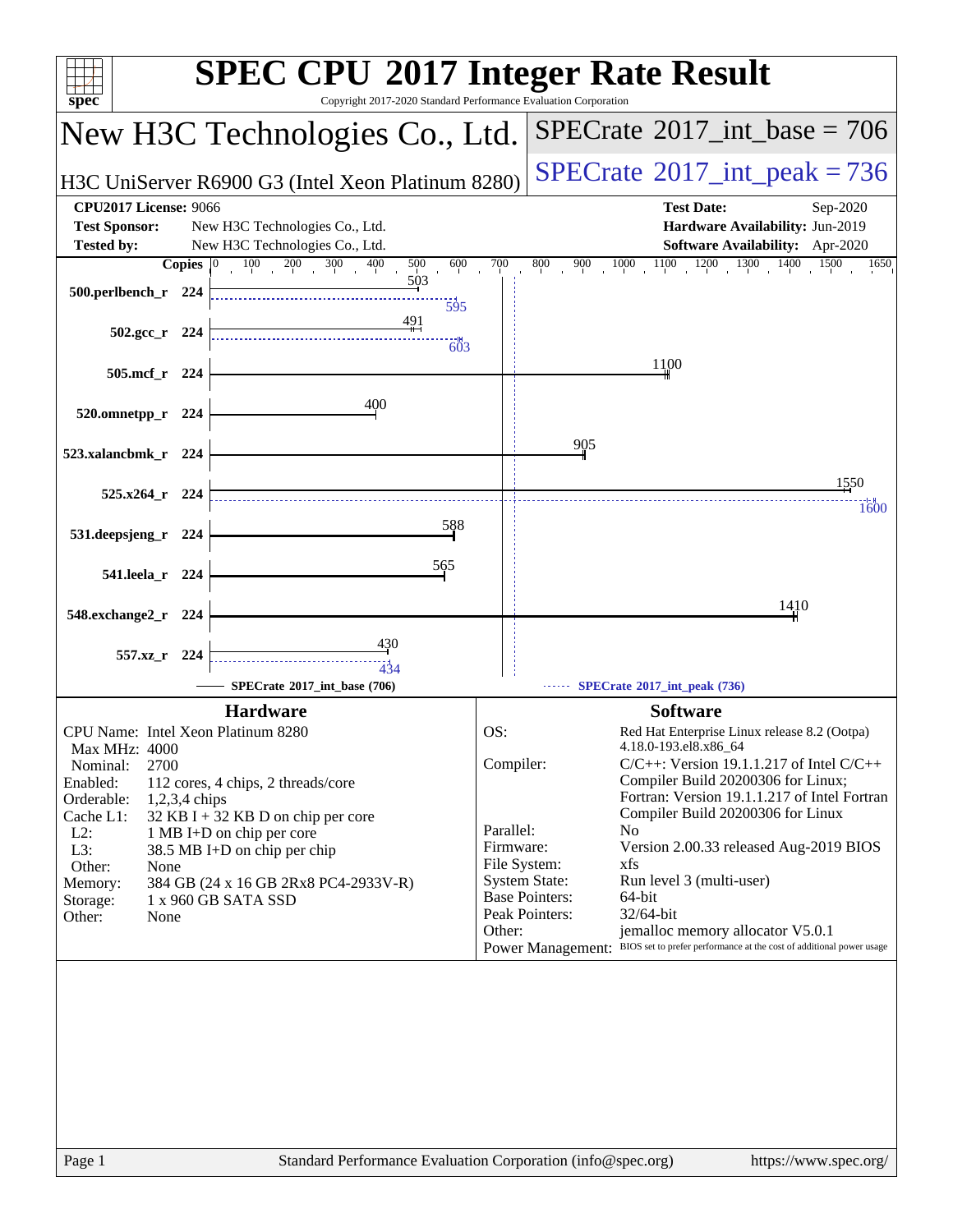# SPEC CPU 2017 Integer Rate Result

Copyright 2017-2020 Standard Performance Evaluation Corporation

## New H3C Technologies Co., Ltd.

**SPECrate 2017_int_base = 706**

H3C UniServer R6900 G3 (Intel Xeon Platinum 8280)

**SPECrate 2017_int_peak = 736**

| | | | |
|---|---|---|---|
| **CPU2017 License:** | 9066 | **Test Date:** | Sep-2020 |
| **Test Sponsor:** | New H3C Technologies Co., Ltd. | **Hardware Availability:** | Jun-2019 |
| **Tested by:** | New H3C Technologies Co., Ltd. | **Software Availability:** | Apr-2020 |

| Benchmark | Copies | SPECrate 2017_int_base (706) | SPECrate 2017_int_peak (736) |
|---|---|---|---|
| 500.perlbench_r | 224 | 503 | 595 |
| 502.gcc_r | 224 | 491 | 603 |
| 505.mcf_r | 224 | 1100 | |
| 520.omnetpp_r | 224 | 400 | |
| 523.xalancbmk_r | 224 | 905 | |
| 525.x264_r | 224 | 1550 | 1600 |
| 531.deepsjeng_r | 224 | 588 | |
| 541.leela_r | 224 | 565 | |
| 548.exchange2_r | 224 | 1410 | |
| 557.xz_r | 224 | 430 | 434 |

## Hardware

- **CPU Name:** Intel Xeon Platinum 8280
- **Max MHz:** 4000
- **Nominal:** 2700
- **Enabled:** 112 cores, 4 chips, 2 threads/core
- **Orderable:** 1,2,3,4 chips
- **Cache L1:** 32 KB I + 32 KB D on chip per core
- **L2:** 1 MB I+D on chip per core
- **L3:** 38.5 MB I+D on chip per chip
- **Other:** None
- **Memory:** 384 GB (24 x 16 GB 2Rx8 PC4-2933V-R)
- **Storage:** 1 x 960 GB SATA SSD
- **Other:** None

## Software

- **OS:** Red Hat Enterprise Linux release 8.2 (Ootpa) 4.18.0-193.el8.x86_64
- **Compiler:** C/C++: Version 19.1.1.217 of Intel C/C++ Compiler Build 20200306 for Linux; Fortran: Version 19.1.1.217 of Intel Fortran Compiler Build 20200306 for Linux
- **Parallel:** No
- **Firmware:** Version 2.00.33 released Aug-2019 BIOS
- **File System:** xfs
- **System State:** Run level 3 (multi-user)
- **Base Pointers:** 64-bit
- **Peak Pointers:** 32/64-bit
- **Other:** jemalloc memory allocator V5.0.1
- **Power Management:** BIOS set to prefer performance at the cost of additional power usage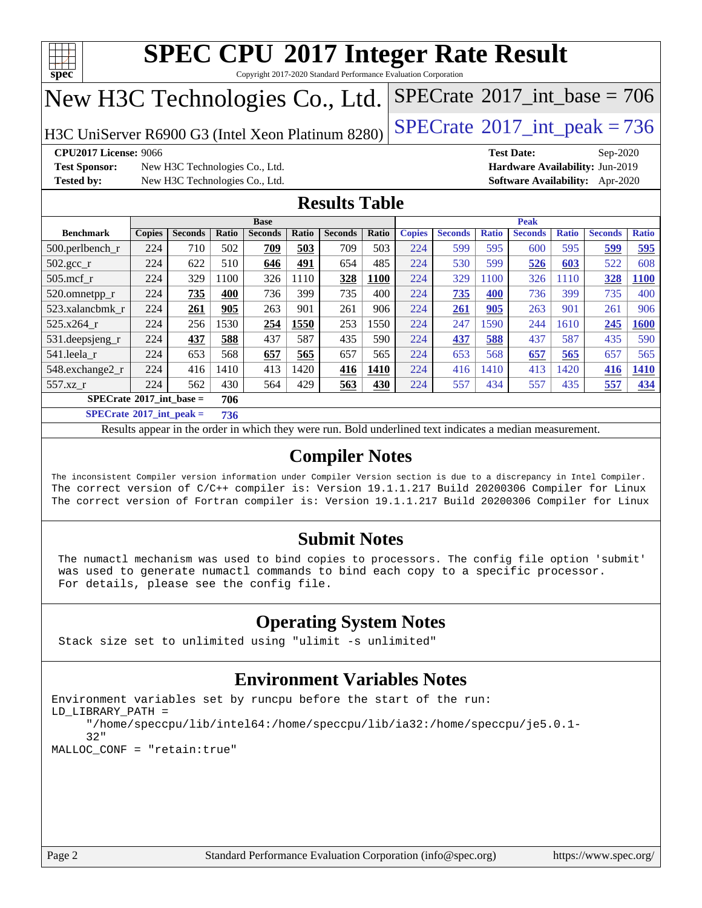# SPEC CPU 2017 Integer Rate Result

Copyright 2017-2020 Standard Performance Evaluation Corporation

## New H3C Technologies Co., Ltd.

H3C UniServer R6900 G3 (Intel Xeon Platinum 8280)

SPECrate 2017_int_base = 706

SPECrate 2017_int_peak = 736

**CPU2017 License:** 9066
**Test Sponsor:** New H3C Technologies Co., Ltd.
**Tested by:** New H3C Technologies Co., Ltd.
**Test Date:** Sep-2020
**Hardware Availability:** Jun-2019
**Software Availability:** Apr-2020

## Results Table

| | Base | | | | | | | Peak | | | | | | |
|---|---|---|---|---|---|---|---|---|---|---|---|---|---|---|
| **Benchmark** | **Copies** | **Seconds** | **Ratio** | **Seconds** | **Ratio** | **Seconds** | **Ratio** | **Copies** | **Seconds** | **Ratio** | **Seconds** | **Ratio** | **Seconds** | **Ratio** |
| 500.perlbench_r | 224 | 710 | 502 | **709** | **503** | 709 | 503 | 224 | 599 | 595 | 600 | 595 | **599** | **595** |
| 502.gcc_r | 224 | 622 | 510 | **646** | **491** | 654 | 485 | 224 | 530 | 599 | **526** | **603** | 522 | 608 |
| 505.mcf_r | 224 | 329 | 1100 | 326 | 1110 | **328** | **1100** | 224 | 329 | 1100 | 326 | 1110 | **328** | **1100** |
| 520.omnetpp_r | 224 | **735** | **400** | 736 | 399 | 735 | 400 | 224 | **735** | **400** | 736 | 399 | 735 | 400 |
| 523.xalancbmk_r | 224 | **261** | **905** | 263 | 901 | 261 | 906 | 224 | **261** | **905** | 263 | 901 | 261 | 906 |
| 525.x264_r | 224 | 256 | 1530 | **254** | **1550** | 253 | 1550 | 224 | 247 | 1590 | 244 | 1610 | **245** | **1600** |
| 531.deepsjeng_r | 224 | **437** | **588** | 437 | 587 | 435 | 590 | 224 | **437** | **588** | 437 | 587 | 435 | 590 |
| 541.leela_r | 224 | 653 | 568 | **657** | **565** | 657 | 565 | 224 | 653 | 568 | **657** | **565** | 657 | 565 |
| 548.exchange2_r | 224 | 416 | 1410 | 413 | 1420 | **416** | **1410** | 224 | 416 | 1410 | 413 | 1420 | **416** | **1410** |
| 557.xz_r | 224 | 562 | 430 | 564 | 429 | **563** | **430** | 224 | 557 | 434 | 557 | 435 | **557** | **434** |

**SPECrate 2017_int_base = 706**

**SPECrate 2017_int_peak = 736**

Results appear in the order in which they were run. Bold underlined text indicates a median measurement.

## Compiler Notes

```
The inconsistent Compiler version information under Compiler Version section is due to a discrepancy in Intel Compiler.
The correct version of C/C++ compiler is: Version 19.1.1.217 Build 20200306 Compiler for Linux
The correct version of Fortran compiler is: Version 19.1.1.217 Build 20200306 Compiler for Linux
```

## Submit Notes

```
The numactl mechanism was used to bind copies to processors. The config file option 'submit'
was used to generate numactl commands to bind each copy to a specific processor.
For details, please see the config file.
```

## Operating System Notes

```
Stack size set to unlimited using "ulimit -s unlimited"
```

## Environment Variables Notes

```
Environment variables set by runcpu before the start of the run:
LD_LIBRARY_PATH =
     "/home/speccpu/lib/intel64:/home/speccpu/lib/ia32:/home/speccpu/je5.0.1-
     32"
MALLOC_CONF = "retain:true"
```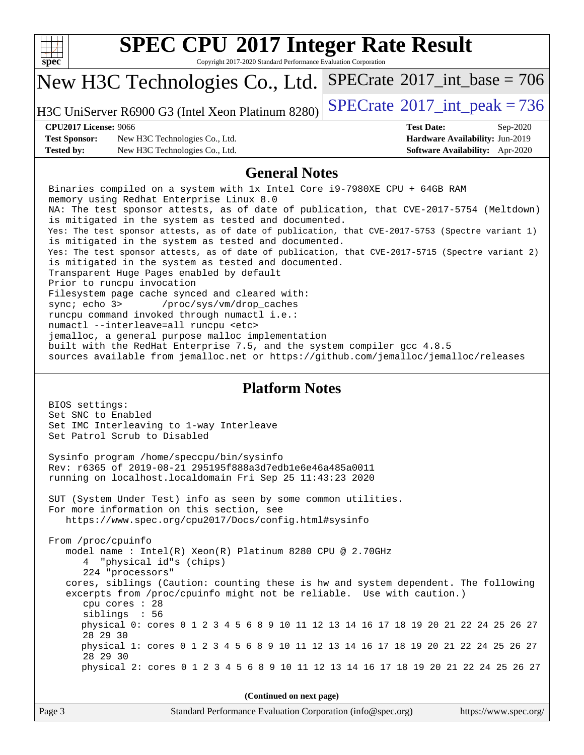# SPEC CPU 2017 Integer Rate Result

Copyright 2017-2020 Standard Performance Evaluation Corporation

## New H3C Technologies Co., Ltd.

H3C UniServer R6900 G3 (Intel Xeon Platinum 8280)

SPECrate 2017_int_base = 706

SPECrate 2017_int_peak = 736

| | | | |
|---|---|---|---|
| **CPU2017 License:** | 9066 | **Test Date:** | Sep-2020 |
| **Test Sponsor:** | New H3C Technologies Co., Ltd. | **Hardware Availability:** | Jun-2019 |
| **Tested by:** | New H3C Technologies Co., Ltd. | **Software Availability:** | Apr-2020 |

## General Notes

```
Binaries compiled on a system with 1x Intel Core i9-7980XE CPU + 64GB RAM
memory using Redhat Enterprise Linux 8.0
NA: The test sponsor attests, as of date of publication, that CVE-2017-5754 (Meltdown)
is mitigated in the system as tested and documented.
Yes: The test sponsor attests, as of date of publication, that CVE-2017-5753 (Spectre variant 1)
is mitigated in the system as tested and documented.
Yes: The test sponsor attests, as of date of publication, that CVE-2017-5715 (Spectre variant 2)
is mitigated in the system as tested and documented.
Transparent Huge Pages enabled by default
Prior to runcpu invocation
Filesystem page cache synced and cleared with:
sync; echo 3>       /proc/sys/vm/drop_caches
runcpu command invoked through numactl i.e.:
numactl --interleave=all runcpu <etc>
jemalloc, a general purpose malloc implementation
built with the RedHat Enterprise 7.5, and the system compiler gcc 4.8.5
sources available from jemalloc.net or https://github.com/jemalloc/jemalloc/releases
```

## Platform Notes

```
BIOS settings:
Set SNC to Enabled
Set IMC Interleaving to 1-way Interleave
Set Patrol Scrub to Disabled

Sysinfo program /home/speccpu/bin/sysinfo
Rev: r6365 of 2019-08-21 295195f888a3d7edb1e6e46a485a0011
running on localhost.localdomain Fri Sep 25 11:43:23 2020

SUT (System Under Test) info as seen by some common utilities.
For more information on this section, see
   https://www.spec.org/cpu2017/Docs/config.html#sysinfo

From /proc/cpuinfo
   model name : Intel(R) Xeon(R) Platinum 8280 CPU @ 2.70GHz
      4  "physical id"s (chips)
      224 "processors"
   cores, siblings (Caution: counting these is hw and system dependent. The following
   excerpts from /proc/cpuinfo might not be reliable.  Use with caution.)
      cpu cores : 28
      siblings  : 56
      physical 0: cores 0 1 2 3 4 5 6 8 9 10 11 12 13 14 16 17 18 19 20 21 22 24 25 26 27
      28 29 30
      physical 1: cores 0 1 2 3 4 5 6 8 9 10 11 12 13 14 16 17 18 19 20 21 22 24 25 26 27
      28 29 30
      physical 2: cores 0 1 2 3 4 5 6 8 9 10 11 12 13 14 16 17 18 19 20 21 22 24 25 26 27
```

(Continued on next page)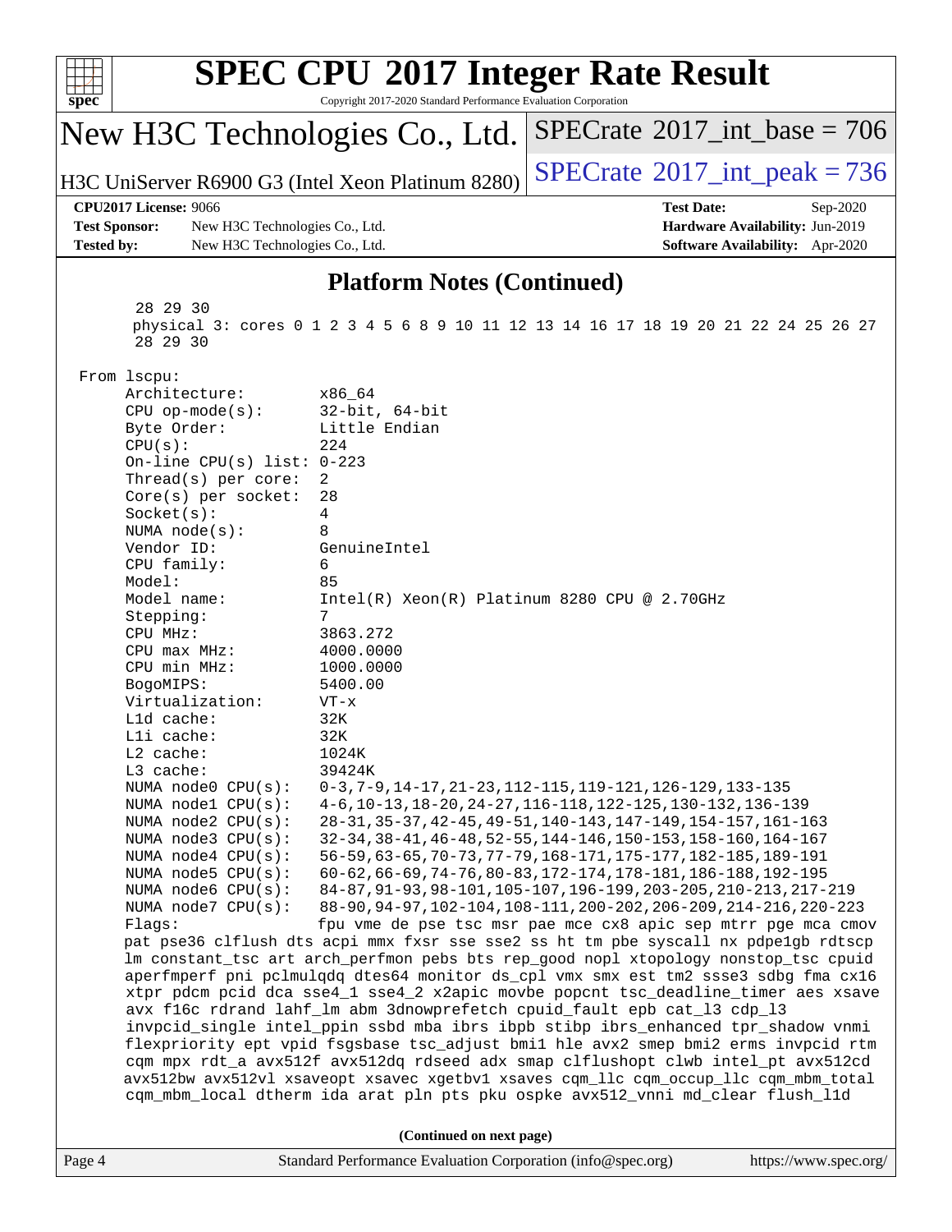## Platform Notes (Continued)

```
       28 29 30
       physical 3: cores 0 1 2 3 4 5 6 8 9 10 11 12 13 14 16 17 18 19 20 21 22 24 25 26 27
       28 29 30

 From lscpu:
      Architecture:        x86_64
      CPU op-mode(s):      32-bit, 64-bit
      Byte Order:          Little Endian
      CPU(s):              224
      On-line CPU(s) list: 0-223
      Thread(s) per core:  2
      Core(s) per socket:  28
      Socket(s):           4
      NUMA node(s):        8
      Vendor ID:           GenuineIntel
      CPU family:          6
      Model:               85
      Model name:          Intel(R) Xeon(R) Platinum 8280 CPU @ 2.70GHz
      Stepping:            7
      CPU MHz:             3863.272
      CPU max MHz:         4000.0000
      CPU min MHz:         1000.0000
      BogoMIPS:            5400.00
      Virtualization:      VT-x
      L1d cache:           32K
      L1i cache:           32K
      L2 cache:            1024K
      L3 cache:            39424K
      NUMA node0 CPU(s):   0-3,7-9,14-17,21-23,112-115,119-121,126-129,133-135
      NUMA node1 CPU(s):   4-6,10-13,18-20,24-27,116-118,122-125,130-132,136-139
      NUMA node2 CPU(s):   28-31,35-37,42-45,49-51,140-143,147-149,154-157,161-163
      NUMA node3 CPU(s):   32-34,38-41,46-48,52-55,144-146,150-153,158-160,164-167
      NUMA node4 CPU(s):   56-59,63-65,70-73,77-79,168-171,175-177,182-185,189-191
      NUMA node5 CPU(s):   60-62,66-69,74-76,80-83,172-174,178-181,186-188,192-195
      NUMA node6 CPU(s):   84-87,91-93,98-101,105-107,196-199,203-205,210-213,217-219
      NUMA node7 CPU(s):   88-90,94-97,102-104,108-111,200-202,206-209,214-216,220-223
      Flags:               fpu vme de pse tsc msr pae mce cx8 apic sep mtrr pge mca cmov
      pat pse36 clflush dts acpi mmx fxsr sse sse2 ss ht tm pbe syscall nx pdpe1gb rdtscp
      lm constant_tsc art arch_perfmon pebs bts rep_good nopl xtopology nonstop_tsc cpuid
      aperfmperf pni pclmulqdq dtes64 monitor ds_cpl vmx smx est tm2 ssse3 sdbg fma cx16
      xtpr pdcm pcid dca sse4_1 sse4_2 x2apic movbe popcnt tsc_deadline_timer aes xsave
      avx f16c rdrand lahf_lm abm 3dnowprefetch cpuid_fault epb cat_l3 cdp_l3
      invpcid_single intel_ppin ssbd mba ibrs ibpb stibp ibrs_enhanced tpr_shadow vnmi
      flexpriority ept vpid fsgsbase tsc_adjust bmi1 hle avx2 smep bmi2 erms invpcid rtm
      cqm mpx rdt_a avx512f avx512dq rdseed adx smap clflushopt clwb intel_pt avx512cd
      avx512bw avx512vl xsaveopt xsavec xgetbv1 xsaves cqm_llc cqm_occup_llc cqm_mbm_total
      cqm_mbm_local dtherm ida arat pln pts pku ospke avx512_vnni md_clear flush_l1d
```

**(Continued on next page)**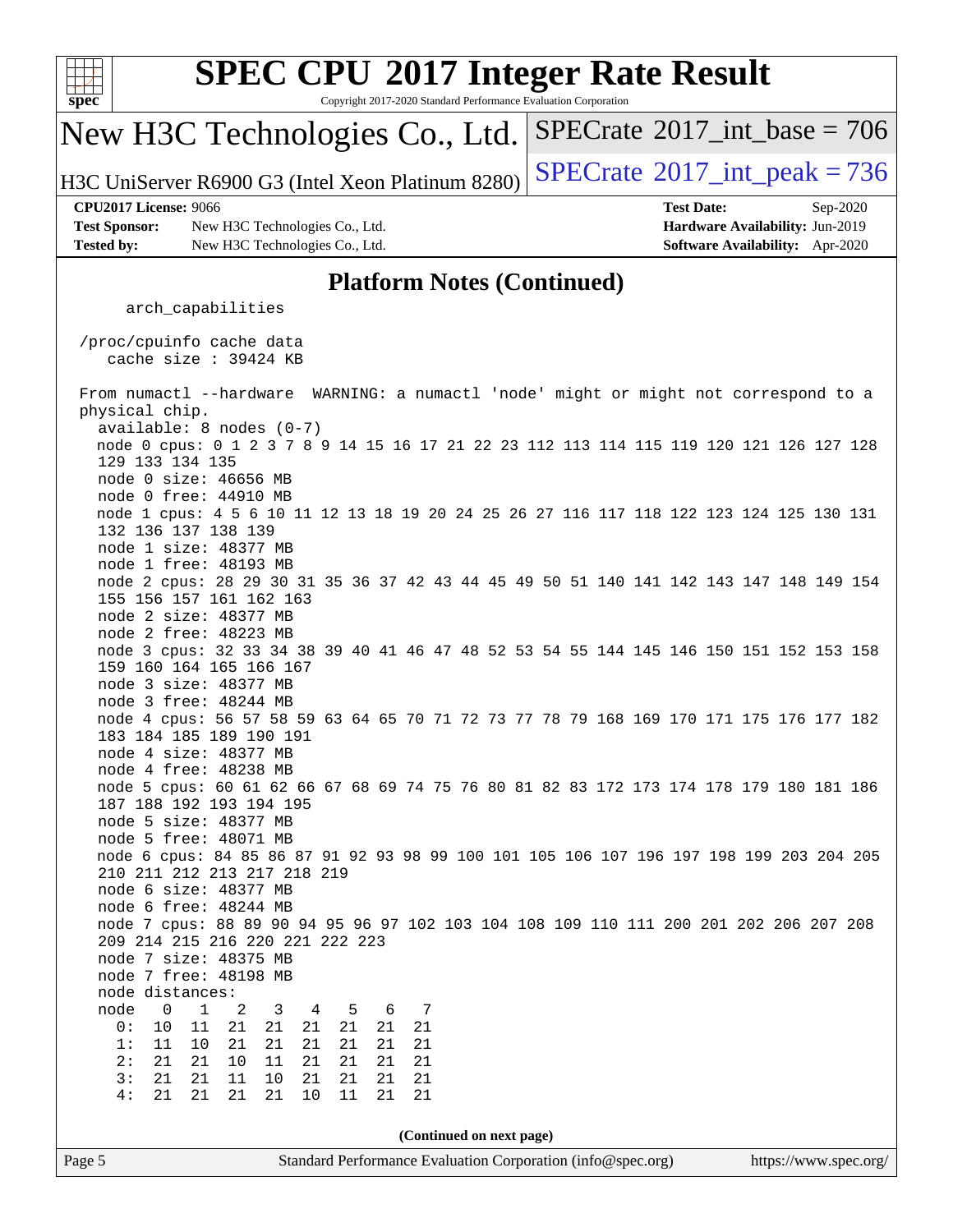# SPEC CPU 2017 Integer Rate Result

Copyright 2017-2020 Standard Performance Evaluation Corporation

## New H3C Technologies Co., Ltd.

H3C UniServer R6900 G3 (Intel Xeon Platinum 8280)

SPECrate 2017_int_base = 706

SPECrate 2017_int_peak = 736

**CPU2017 License:** 9066
**Test Sponsor:** New H3C Technologies Co., Ltd.
**Tested by:** New H3C Technologies Co., Ltd.

**Test Date:** Sep-2020
**Hardware Availability:** Jun-2019
**Software Availability:** Apr-2020

### Platform Notes (Continued)

```
      arch_capabilities

 /proc/cpuinfo cache data
    cache size : 39424 KB

 From numactl --hardware  WARNING: a numactl 'node' might or might not correspond to a
 physical chip.
   available: 8 nodes (0-7)
   node 0 cpus: 0 1 2 3 7 8 9 14 15 16 17 21 22 23 112 113 114 115 119 120 121 126 127 128
   129 133 134 135
   node 0 size: 46656 MB
   node 0 free: 44910 MB
   node 1 cpus: 4 5 6 10 11 12 13 18 19 20 24 25 26 27 116 117 118 122 123 124 125 130 131
   132 136 137 138 139
   node 1 size: 48377 MB
   node 1 free: 48193 MB
   node 2 cpus: 28 29 30 31 35 36 37 42 43 44 45 49 50 51 140 141 142 143 147 148 149 154
   155 156 157 161 162 163
   node 2 size: 48377 MB
   node 2 free: 48223 MB
   node 3 cpus: 32 33 34 38 39 40 41 46 47 48 52 53 54 55 144 145 146 150 151 152 153 158
   159 160 164 165 166 167
   node 3 size: 48377 MB
   node 3 free: 48244 MB
   node 4 cpus: 56 57 58 59 63 64 65 70 71 72 73 77 78 79 168 169 170 171 175 176 177 182
   183 184 185 189 190 191
   node 4 size: 48377 MB
   node 4 free: 48238 MB
   node 5 cpus: 60 61 62 66 67 68 69 74 75 76 80 81 82 83 172 173 174 178 179 180 181 186
   187 188 192 193 194 195
   node 5 size: 48377 MB
   node 5 free: 48071 MB
   node 6 cpus: 84 85 86 87 91 92 93 98 99 100 101 105 106 107 196 197 198 199 203 204 205
   210 211 212 213 217 218 219
   node 6 size: 48377 MB
   node 6 free: 48244 MB
   node 7 cpus: 88 89 90 94 95 96 97 102 103 104 108 109 110 111 200 201 202 206 207 208
   209 214 215 216 220 221 222 223
   node 7 size: 48375 MB
   node 7 free: 48198 MB
   node distances:
   node   0   1   2   3   4   5   6   7
     0:  10  11  21  21  21  21  21  21
     1:  11  10  21  21  21  21  21  21
     2:  21  21  10  11  21  21  21  21
     3:  21  21  11  10  21  21  21  21
     4:  21  21  21  21  10  11  21  21
```

(Continued on next page)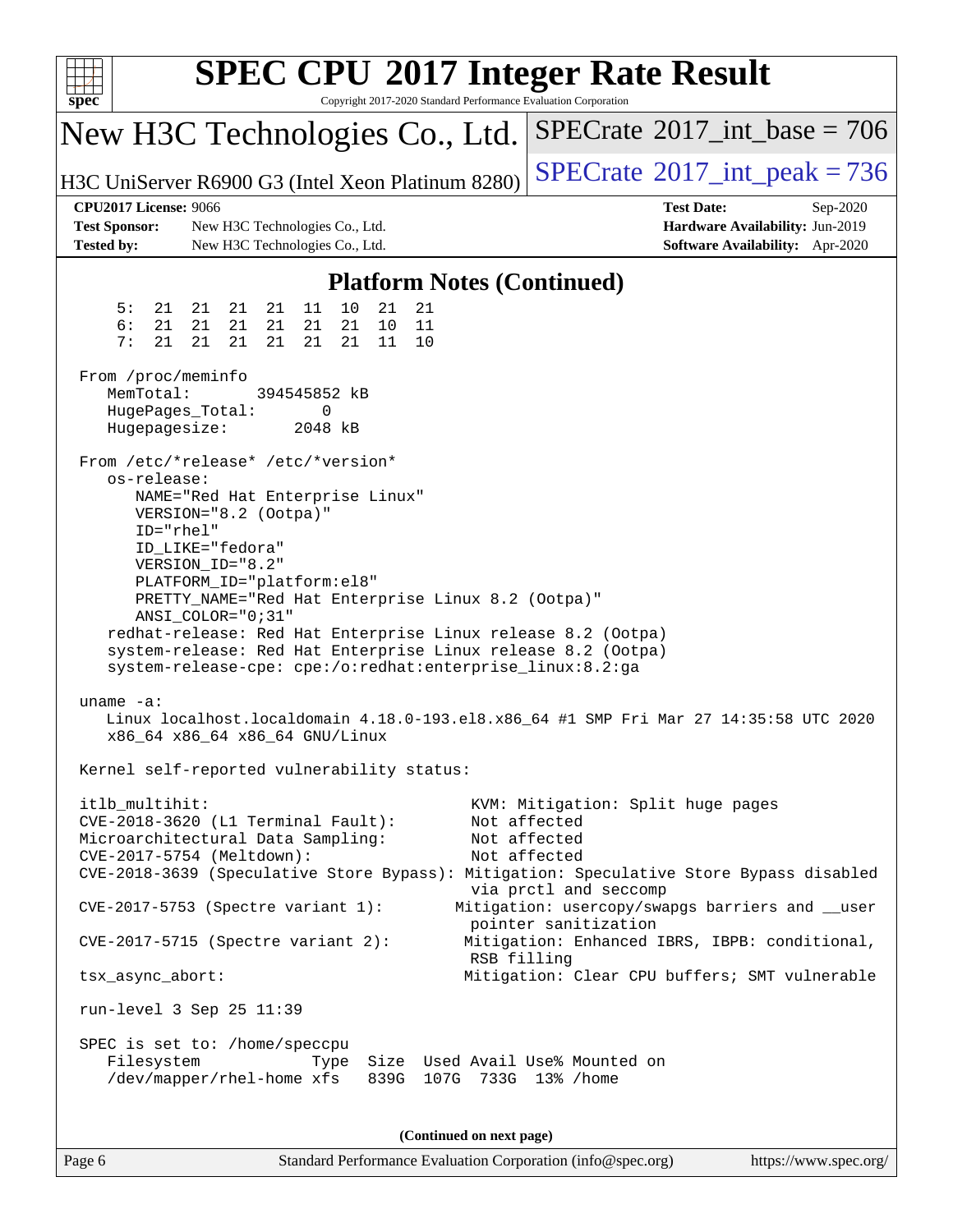# SPEC CPU 2017 Integer Rate Result

Copyright 2017-2020 Standard Performance Evaluation Corporation

## New H3C Technologies Co., Ltd.

H3C UniServer R6900 G3 (Intel Xeon Platinum 8280)

SPECrate 2017_int_base = 706

SPECrate 2017_int_peak = 736

**CPU2017 License:** 9066
**Test Sponsor:** New H3C Technologies Co., Ltd.
**Tested by:** New H3C Technologies Co., Ltd.

**Test Date:** Sep-2020
**Hardware Availability:** Jun-2019
**Software Availability:** Apr-2020

### Platform Notes (Continued)

```
     5:  21  21  21  21  11  10  21  21
     6:  21  21  21  21  21  21  10  11
     7:  21  21  21  21  21  21  11  10

 From /proc/meminfo
    MemTotal:       394545852 kB
    HugePages_Total:       0
    Hugepagesize:       2048 kB

 From /etc/*release* /etc/*version*
    os-release:
       NAME="Red Hat Enterprise Linux"
       VERSION="8.2 (Ootpa)"
       ID="rhel"
       ID_LIKE="fedora"
       VERSION_ID="8.2"
       PLATFORM_ID="platform:el8"
       PRETTY_NAME="Red Hat Enterprise Linux 8.2 (Ootpa)"
       ANSI_COLOR="0;31"
    redhat-release: Red Hat Enterprise Linux release 8.2 (Ootpa)
    system-release: Red Hat Enterprise Linux release 8.2 (Ootpa)
    system-release-cpe: cpe:/o:redhat:enterprise_linux:8.2:ga

 uname -a:
    Linux localhost.localdomain 4.18.0-193.el8.x86_64 #1 SMP Fri Mar 27 14:35:58 UTC 2020
    x86_64 x86_64 x86_64 GNU/Linux

 Kernel self-reported vulnerability status:

 itlb_multihit:                                   KVM: Mitigation: Split huge pages
 CVE-2018-3620 (L1 Terminal Fault):               Not affected
 Microarchitectural Data Sampling:                Not affected
 CVE-2017-5754 (Meltdown):                        Not affected
 CVE-2018-3639 (Speculative Store Bypass): Mitigation: Speculative Store Bypass disabled
                                                  via prctl and seccomp
 CVE-2017-5753 (Spectre variant 1):             Mitigation: usercopy/swapgs barriers and __user
                                                  pointer sanitization
 CVE-2017-5715 (Spectre variant 2):              Mitigation: Enhanced IBRS, IBPB: conditional,
                                                  RSB filling
 tsx_async_abort:                                 Mitigation: Clear CPU buffers; SMT vulnerable

 run-level 3 Sep 25 11:39

 SPEC is set to: /home/speccpu
    Filesystem            Type  Size  Used Avail Use% Mounted on
    /dev/mapper/rhel-home xfs   839G  107G  733G  13% /home
```

(Continued on next page)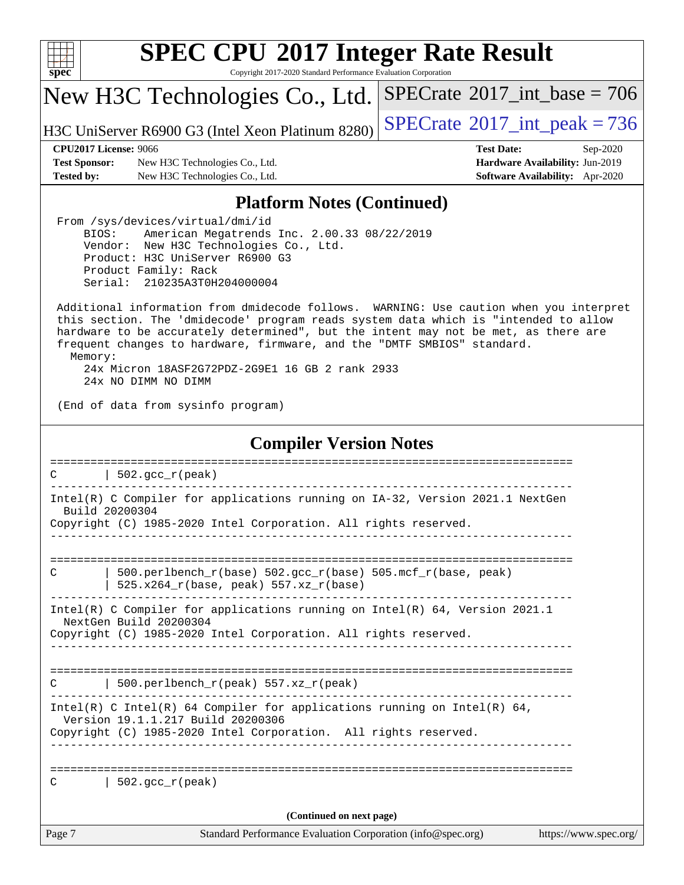## Platform Notes (Continued)

```
From /sys/devices/virtual/dmi/id
    BIOS:    American Megatrends Inc. 2.00.33 08/22/2019
    Vendor:  New H3C Technologies Co., Ltd.
    Product: H3C UniServer R6900 G3
    Product Family: Rack
    Serial:  210235A3T0H204000004

Additional information from dmidecode follows.  WARNING: Use caution when you interpret
this section. The 'dmidecode' program reads system data which is "intended to allow
hardware to be accurately determined", but the intent may not be met, as there are
frequent changes to hardware, firmware, and the "DMTF SMBIOS" standard.
  Memory:
    24x Micron 18ASF2G72PDZ-2G9E1 16 GB 2 rank 2933
    24x NO DIMM NO DIMM

(End of data from sysinfo program)
```

## Compiler Version Notes

```
==============================================================================
C       | 502.gcc_r(peak)
------------------------------------------------------------------------------
Intel(R) C Compiler for applications running on IA-32, Version 2021.1 NextGen
  Build 20200304
Copyright (C) 1985-2020 Intel Corporation. All rights reserved.
------------------------------------------------------------------------------

==============================================================================
C       | 500.perlbench_r(base) 502.gcc_r(base) 505.mcf_r(base, peak)
        | 525.x264_r(base, peak) 557.xz_r(base)
------------------------------------------------------------------------------
Intel(R) C Compiler for applications running on Intel(R) 64, Version 2021.1
  NextGen Build 20200304
Copyright (C) 1985-2020 Intel Corporation. All rights reserved.
------------------------------------------------------------------------------

==============================================================================
C       | 500.perlbench_r(peak) 557.xz_r(peak)
------------------------------------------------------------------------------
Intel(R) C Intel(R) 64 Compiler for applications running on Intel(R) 64,
  Version 19.1.1.217 Build 20200306
Copyright (C) 1985-2020 Intel Corporation.  All rights reserved.
------------------------------------------------------------------------------

==============================================================================
C       | 502.gcc_r(peak)
```

(Continued on next page)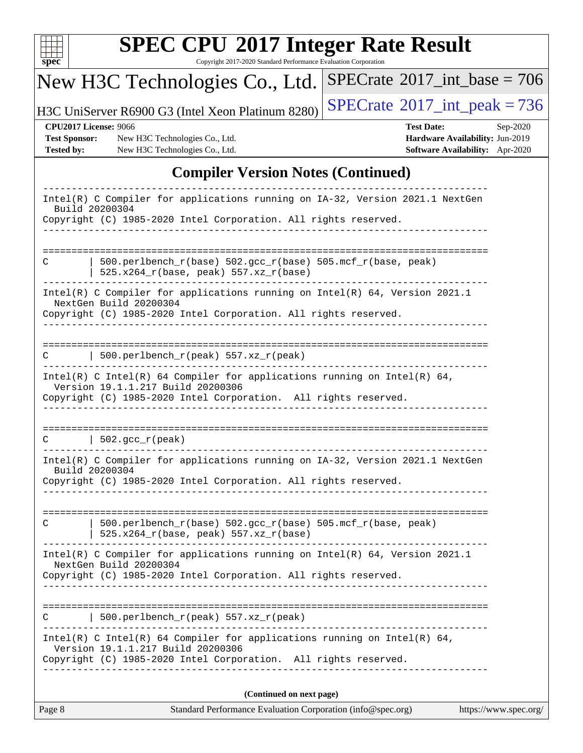# SPEC CPU 2017 Integer Rate Result

Copyright 2017-2020 Standard Performance Evaluation Corporation

**New H3C Technologies Co., Ltd.**

H3C UniServer R6900 G3 (Intel Xeon Platinum 8280)

SPECrate 2017_int_base = 706

SPECrate 2017_int_peak = 736

**CPU2017 License:** 9066
**Test Sponsor:** New H3C Technologies Co., Ltd.
**Tested by:** New H3C Technologies Co., Ltd.

**Test Date:** Sep-2020
**Hardware Availability:** Jun-2019
**Software Availability:** Apr-2020

## Compiler Version Notes (Continued)

```
------------------------------------------------------------------------------
Intel(R) C Compiler for applications running on IA-32, Version 2021.1 NextGen
  Build 20200304
Copyright (C) 1985-2020 Intel Corporation. All rights reserved.
------------------------------------------------------------------------------

==============================================================================
C        | 500.perlbench_r(base) 502.gcc_r(base) 505.mcf_r(base, peak)
         | 525.x264_r(base, peak) 557.xz_r(base)
------------------------------------------------------------------------------
Intel(R) C Compiler for applications running on Intel(R) 64, Version 2021.1
  NextGen Build 20200304
Copyright (C) 1985-2020 Intel Corporation. All rights reserved.
------------------------------------------------------------------------------

==============================================================================
C        | 500.perlbench_r(peak) 557.xz_r(peak)
------------------------------------------------------------------------------
Intel(R) C Intel(R) 64 Compiler for applications running on Intel(R) 64,
  Version 19.1.1.217 Build 20200306
Copyright (C) 1985-2020 Intel Corporation.  All rights reserved.
------------------------------------------------------------------------------

==============================================================================
C        | 502.gcc_r(peak)
------------------------------------------------------------------------------
Intel(R) C Compiler for applications running on IA-32, Version 2021.1 NextGen
  Build 20200304
Copyright (C) 1985-2020 Intel Corporation. All rights reserved.
------------------------------------------------------------------------------

==============================================================================
C        | 500.perlbench_r(base) 502.gcc_r(base) 505.mcf_r(base, peak)
         | 525.x264_r(base, peak) 557.xz_r(base)
------------------------------------------------------------------------------
Intel(R) C Compiler for applications running on Intel(R) 64, Version 2021.1
  NextGen Build 20200304
Copyright (C) 1985-2020 Intel Corporation. All rights reserved.
------------------------------------------------------------------------------

==============================================================================
C        | 500.perlbench_r(peak) 557.xz_r(peak)
------------------------------------------------------------------------------
Intel(R) C Intel(R) 64 Compiler for applications running on Intel(R) 64,
  Version 19.1.1.217 Build 20200306
Copyright (C) 1985-2020 Intel Corporation.  All rights reserved.
------------------------------------------------------------------------------
```

**(Continued on next page)**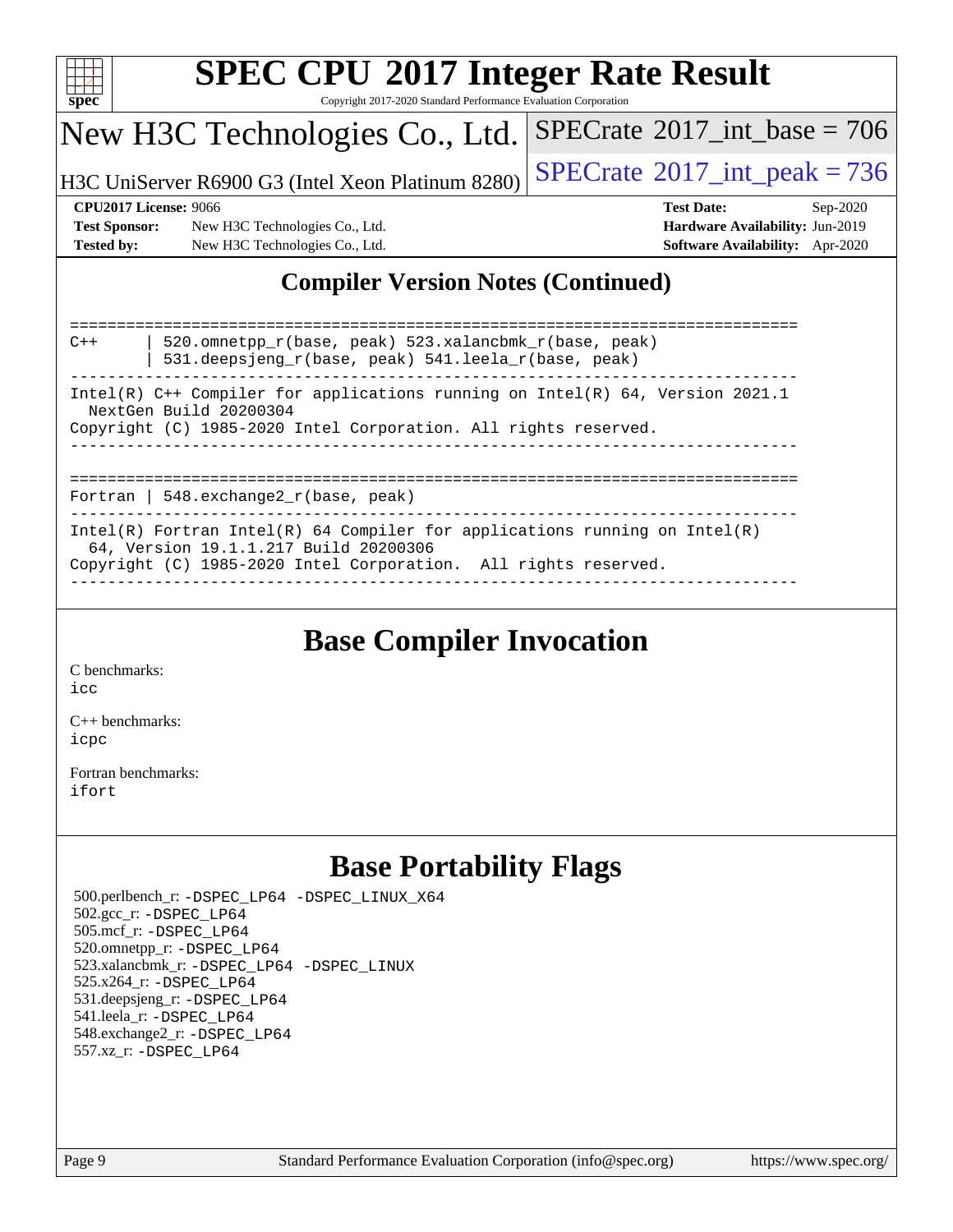# SPEC CPU 2017 Integer Rate Result

Copyright 2017-2020 Standard Performance Evaluation Corporation

## New H3C Technologies Co., Ltd.

H3C UniServer R6900 G3 (Intel Xeon Platinum 8280)

SPECrate 2017_int_base = 706

SPECrate 2017_int_peak = 736

**CPU2017 License:** 9066
**Test Sponsor:** New H3C Technologies Co., Ltd.
**Tested by:** New H3C Technologies Co., Ltd.

**Test Date:** Sep-2020
**Hardware Availability:** Jun-2019
**Software Availability:** Apr-2020

## Compiler Version Notes (Continued)

```
==============================================================================
C++     | 520.omnetpp_r(base, peak) 523.xalancbmk_r(base, peak)
        | 531.deepsjeng_r(base, peak) 541.leela_r(base, peak)
------------------------------------------------------------------------------
Intel(R) C++ Compiler for applications running on Intel(R) 64, Version 2021.1
  NextGen Build 20200304
Copyright (C) 1985-2020 Intel Corporation. All rights reserved.
------------------------------------------------------------------------------

==============================================================================
Fortran | 548.exchange2_r(base, peak)
------------------------------------------------------------------------------
Intel(R) Fortran Intel(R) 64 Compiler for applications running on Intel(R)
  64, Version 19.1.1.217 Build 20200306
Copyright (C) 1985-2020 Intel Corporation.  All rights reserved.
------------------------------------------------------------------------------
```

## Base Compiler Invocation

C benchmarks:
icc

C++ benchmarks:
icpc

Fortran benchmarks:
ifort

## Base Portability Flags

500.perlbench_r: -DSPEC_LP64 -DSPEC_LINUX_X64
502.gcc_r: -DSPEC_LP64
505.mcf_r: -DSPEC_LP64
520.omnetpp_r: -DSPEC_LP64
523.xalancbmk_r: -DSPEC_LP64 -DSPEC_LINUX
525.x264_r: -DSPEC_LP64
531.deepsjeng_r: -DSPEC_LP64
541.leela_r: -DSPEC_LP64
548.exchange2_r: -DSPEC_LP64
557.xz_r: -DSPEC_LP64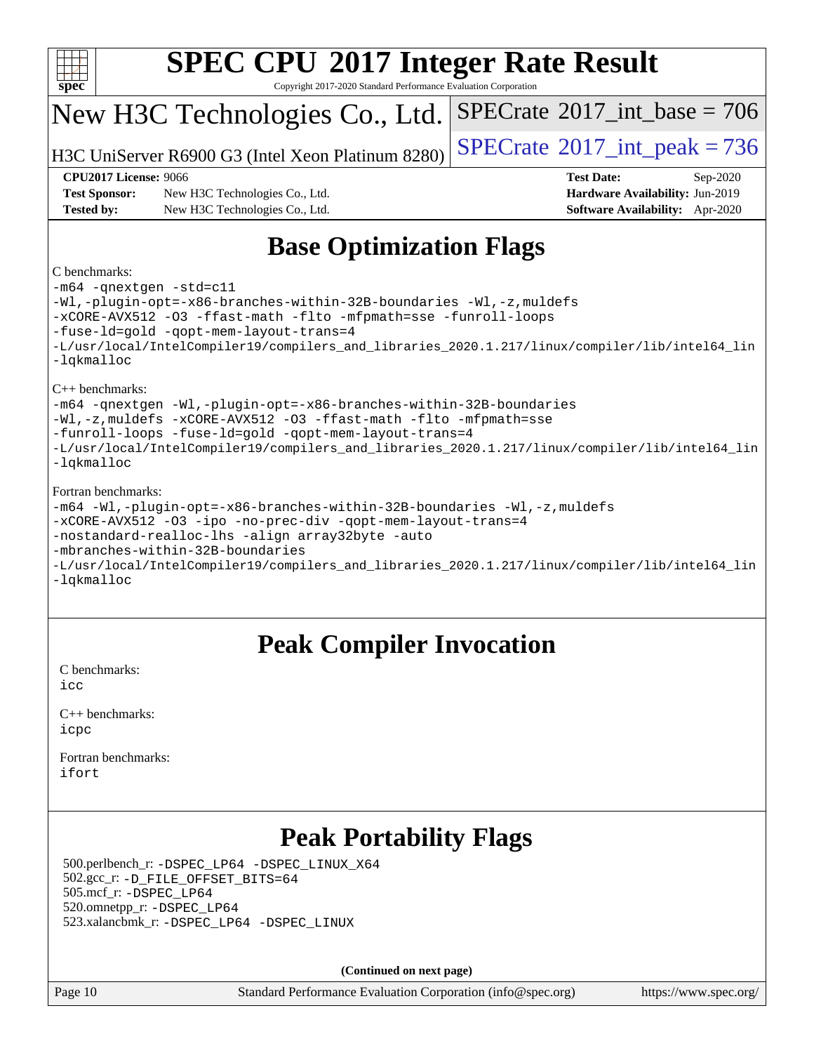# SPEC CPU 2017 Integer Rate Result

Copyright 2017-2020 Standard Performance Evaluation Corporation

## New H3C Technologies Co., Ltd.

H3C UniServer R6900 G3 (Intel Xeon Platinum 8280)

SPECrate 2017_int_base = 706

SPECrate 2017_int_peak = 736

**CPU2017 License:** 9066
**Test Sponsor:** New H3C Technologies Co., Ltd.
**Tested by:** New H3C Technologies Co., Ltd.

**Test Date:** Sep-2020
**Hardware Availability:** Jun-2019
**Software Availability:** Apr-2020

# Base Optimization Flags

C benchmarks:

```
-m64 -qnextgen -std=c11
-Wl,-plugin-opt=-x86-branches-within-32B-boundaries -Wl,-z,muldefs
-xCORE-AVX512 -O3 -ffast-math -flto -mfpmath=sse -funroll-loops
-fuse-ld=gold -qopt-mem-layout-trans=4
-L/usr/local/IntelCompiler19/compilers_and_libraries_2020.1.217/linux/compiler/lib/intel64_lin
-lqkmalloc
```

C++ benchmarks:

```
-m64 -qnextgen -Wl,-plugin-opt=-x86-branches-within-32B-boundaries
-Wl,-z,muldefs -xCORE-AVX512 -O3 -ffast-math -flto -mfpmath=sse
-funroll-loops -fuse-ld=gold -qopt-mem-layout-trans=4
-L/usr/local/IntelCompiler19/compilers_and_libraries_2020.1.217/linux/compiler/lib/intel64_lin
-lqkmalloc
```

Fortran benchmarks:

```
-m64 -Wl,-plugin-opt=-x86-branches-within-32B-boundaries -Wl,-z,muldefs
-xCORE-AVX512 -O3 -ipo -no-prec-div -qopt-mem-layout-trans=4
-nostandard-realloc-lhs -align array32byte -auto
-mbranches-within-32B-boundaries
-L/usr/local/IntelCompiler19/compilers_and_libraries_2020.1.217/linux/compiler/lib/intel64_lin
-lqkmalloc
```

# Peak Compiler Invocation

C benchmarks:
`icc`

C++ benchmarks:
`icpc`

Fortran benchmarks:
`ifort`

# Peak Portability Flags

500.perlbench_r: `-DSPEC_LP64 -DSPEC_LINUX_X64`
502.gcc_r: `-D_FILE_OFFSET_BITS=64`
505.mcf_r: `-DSPEC_LP64`
520.omnetpp_r: `-DSPEC_LP64`
523.xalancbmk_r: `-DSPEC_LP64 -DSPEC_LINUX`

**(Continued on next page)**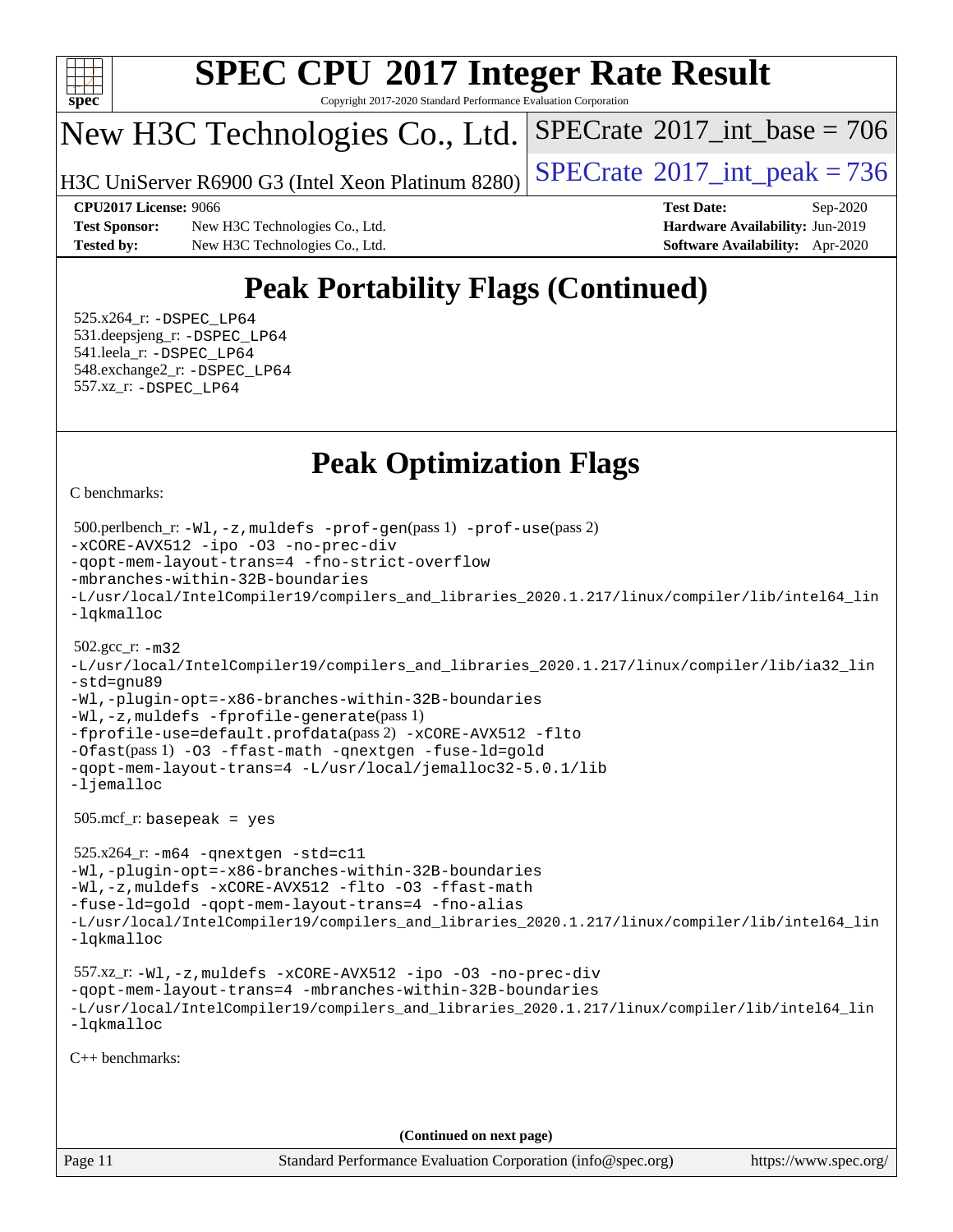# Peak Portability Flags (Continued)

525.x264_r: -DSPEC_LP64
531.deepsjeng_r: -DSPEC_LP64
541.leela_r: -DSPEC_LP64
548.exchange2_r: -DSPEC_LP64
557.xz_r: -DSPEC_LP64

# Peak Optimization Flags

C benchmarks:

500.perlbench_r: -Wl,-z,muldefs -prof-gen(pass 1) -prof-use(pass 2) -xCORE-AVX512 -ipo -O3 -no-prec-div -qopt-mem-layout-trans=4 -fno-strict-overflow -mbranches-within-32B-boundaries -L/usr/local/IntelCompiler19/compilers_and_libraries_2020.1.217/linux/compiler/lib/intel64_lin -lqkmalloc

502.gcc_r: -m32 -L/usr/local/IntelCompiler19/compilers_and_libraries_2020.1.217/linux/compiler/lib/ia32_lin -std=gnu89 -Wl,-plugin-opt=-x86-branches-within-32B-boundaries -Wl,-z,muldefs -fprofile-generate(pass 1) -fprofile-use=default.profdata(pass 2) -xCORE-AVX512 -flto -Ofast(pass 1) -O3 -ffast-math -qnextgen -fuse-ld=gold -qopt-mem-layout-trans=4 -L/usr/local/jemalloc32-5.0.1/lib -ljemalloc

505.mcf_r: basepeak = yes

525.x264_r: -m64 -qnextgen -std=c11 -Wl,-plugin-opt=-x86-branches-within-32B-boundaries -Wl,-z,muldefs -xCORE-AVX512 -flto -O3 -ffast-math -fuse-ld=gold -qopt-mem-layout-trans=4 -fno-alias -L/usr/local/IntelCompiler19/compilers_and_libraries_2020.1.217/linux/compiler/lib/intel64_lin -lqkmalloc

557.xz_r: -Wl,-z,muldefs -xCORE-AVX512 -ipo -O3 -no-prec-div -qopt-mem-layout-trans=4 -mbranches-within-32B-boundaries -L/usr/local/IntelCompiler19/compilers_and_libraries_2020.1.217/linux/compiler/lib/intel64_lin -lqkmalloc

C++ benchmarks:

**(Continued on next page)**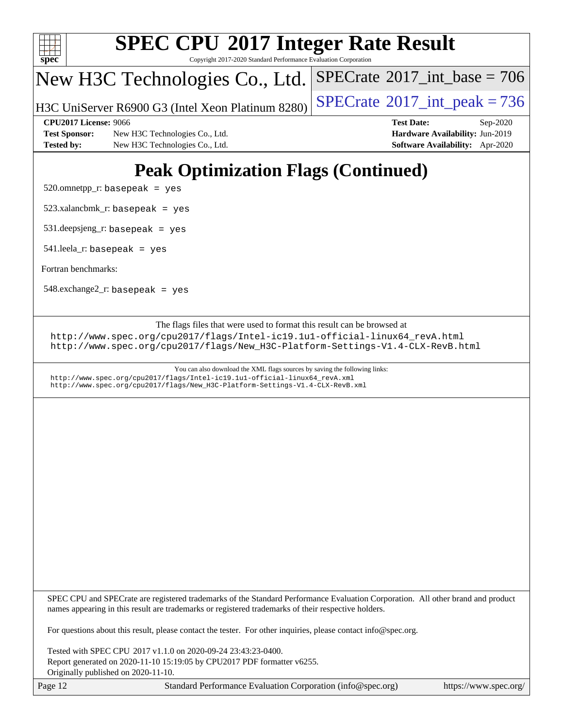# Peak Optimization Flags (Continued)

520.omnetpp_r: `basepeak = yes`

523.xalancbmk_r: `basepeak = yes`

531.deepsjeng_r: `basepeak = yes`

541.leela_r: `basepeak = yes`

Fortran benchmarks:

548.exchange2_r: `basepeak = yes`

The flags files that were used to format this result can be browsed at

http://www.spec.org/cpu2017/flags/Intel-ic19.1u1-official-linux64_revA.html
http://www.spec.org/cpu2017/flags/New_H3C-Platform-Settings-V1.4-CLX-RevB.html

You can also download the XML flags sources by saving the following links:

http://www.spec.org/cpu2017/flags/Intel-ic19.1u1-official-linux64_revA.xml
http://www.spec.org/cpu2017/flags/New_H3C-Platform-Settings-V1.4-CLX-RevB.xml

SPEC CPU and SPECrate are registered trademarks of the Standard Performance Evaluation Corporation. All other brand and product names appearing in this result are trademarks or registered trademarks of their respective holders.

For questions about this result, please contact the tester. For other inquiries, please contact info@spec.org.

Tested with SPEC CPU 2017 v1.1.0 on 2020-09-24 23:43:23-0400.
Report generated on 2020-11-10 15:19:05 by CPU2017 PDF formatter v6255.
Originally published on 2020-11-10.